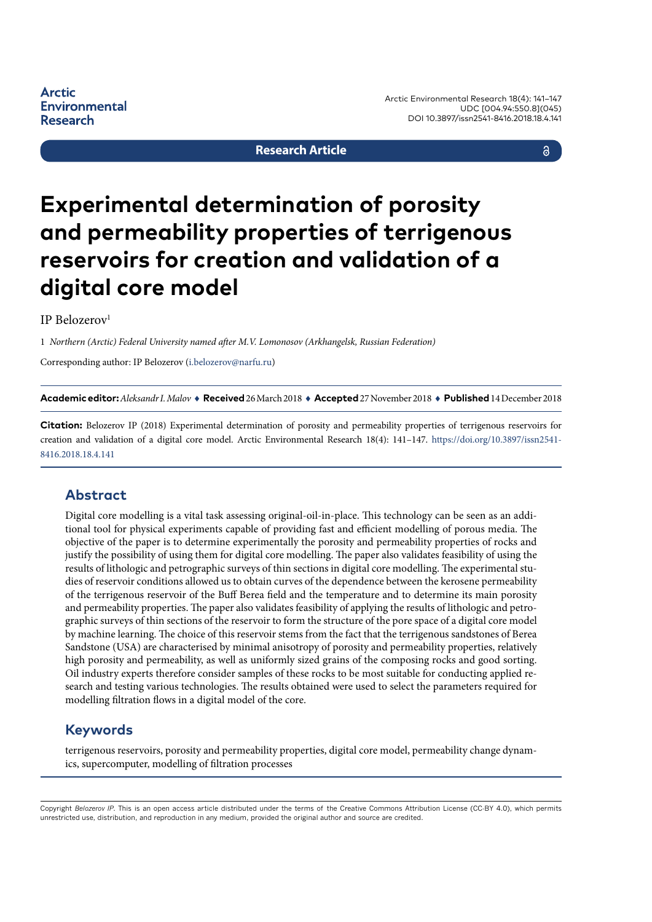Research Article

# Experimental determination of porosity and permeability properties of terrigenous reservoirs for creation and validation of a digital core model

IP Belozerov[1]

1 *Northern (Arctic) Federal University named after M.V. Lomonosov (Arkhangelsk, Russian Federation)*

Corresponding author: IP Belozerov (i.belozerov@narfu.ru)

**Academic editor:** *Aleksandr I. Malov* ♦ **Received** 26 March 2018 ♦ **Accepted** 27 November 2018 ♦ **Published** 14 December 2018

**Citation:** Belozerov IP (2018) Experimental determination of porosity and permeability properties of terrigenous reservoirs for creation and validation of a digital core model. Arctic Environmental Research 18(4): 141–147. https://doi.org/10.3897/issn2541-8416.2018.18.4.141

## Abstract

Digital core modelling is a vital task assessing original-oil-in-place. This technology can be seen as an additional tool for physical experiments capable of providing fast and efficient modelling of porous media. The objective of the paper is to determine experimentally the porosity and permeability properties of rocks and justify the possibility of using them for digital core modelling. The paper also validates feasibility of using the results of lithologic and petrographic surveys of thin sections in digital core modelling. The experimental studies of reservoir conditions allowed us to obtain curves of the dependence between the kerosene permeability of the terrigenous reservoir of the Buff Berea field and the temperature and to determine its main porosity and permeability properties. The paper also validates feasibility of applying the results of lithologic and petrographic surveys of thin sections of the reservoir to form the structure of the pore space of a digital core model by machine learning. The choice of this reservoir stems from the fact that the terrigenous sandstones of Berea Sandstone (USA) are characterised by minimal anisotropy of porosity and permeability properties, relatively high porosity and permeability, as well as uniformly sized grains of the composing rocks and good sorting. Oil industry experts therefore consider samples of these rocks to be most suitable for conducting applied research and testing various technologies. The results obtained were used to select the parameters required for modelling filtration flows in a digital model of the core.

## Keywords

terrigenous reservoirs, porosity and permeability properties, digital core model, permeability change dynamics, supercomputer, modelling of filtration processes

Copyright *Belozerov IP*. This is an open access article distributed under the terms of the Creative Commons Attribution License (CC-BY 4.0), which permits unrestricted use, distribution, and reproduction in any medium, provided the original author and source are credited.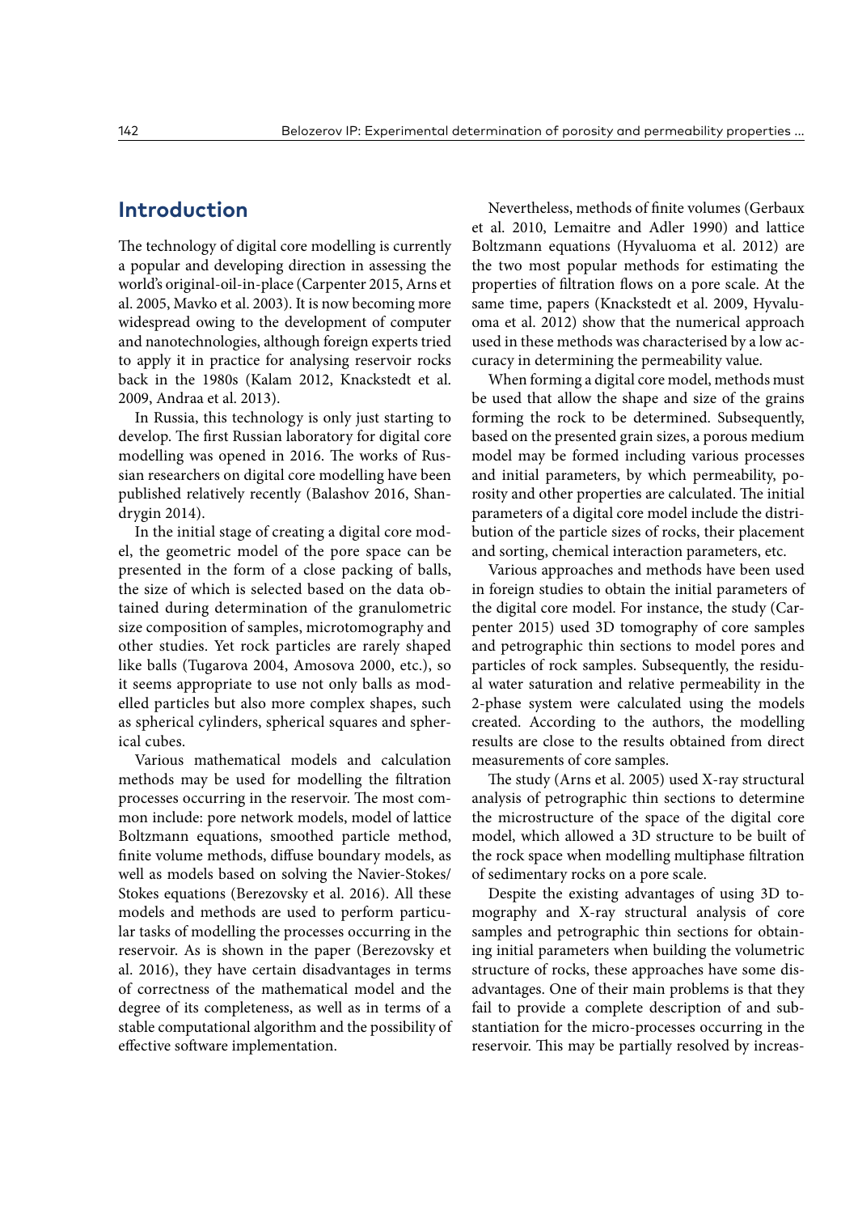## Introduction

The technology of digital core modelling is currently a popular and developing direction in assessing the world's original-oil-in-place (Carpenter 2015, Arns et al. 2005, Mavko et al. 2003). It is now becoming more widespread owing to the development of computer and nanotechnologies, although foreign experts tried to apply it in practice for analysing reservoir rocks back in the 1980s (Kalam 2012, Knackstedt et al. 2009, Andraa et al. 2013).

In Russia, this technology is only just starting to develop. The first Russian laboratory for digital core modelling was opened in 2016. The works of Russian researchers on digital core modelling have been published relatively recently (Balashov 2016, Shandrygin 2014).

In the initial stage of creating a digital core model, the geometric model of the pore space can be presented in the form of a close packing of balls, the size of which is selected based on the data obtained during determination of the granulometric size composition of samples, microtomography and other studies. Yet rock particles are rarely shaped like balls (Tugarova 2004, Amosova 2000, etc.), so it seems appropriate to use not only balls as modelled particles but also more complex shapes, such as spherical cylinders, spherical squares and spherical cubes.

Various mathematical models and calculation methods may be used for modelling the filtration processes occurring in the reservoir. The most common include: pore network models, model of lattice Boltzmann equations, smoothed particle method, finite volume methods, diffuse boundary models, as well as models based on solving the Navier-Stokes/Stokes equations (Berezovsky et al. 2016). All these models and methods are used to perform particular tasks of modelling the processes occurring in the reservoir. As is shown in the paper (Berezovsky et al. 2016), they have certain disadvantages in terms of correctness of the mathematical model and the degree of its completeness, as well as in terms of a stable computational algorithm and the possibility of effective software implementation.

Nevertheless, methods of finite volumes (Gerbaux et al. 2010, Lemaitre and Adler 1990) and lattice Boltzmann equations (Hyvaluoma et al. 2012) are the two most popular methods for estimating the properties of filtration flows on a pore scale. At the same time, papers (Knackstedt et al. 2009, Hyvaluoma et al. 2012) show that the numerical approach used in these methods was characterised by a low accuracy in determining the permeability value.

When forming a digital core model, methods must be used that allow the shape and size of the grains forming the rock to be determined. Subsequently, based on the presented grain sizes, a porous medium model may be formed including various processes and initial parameters, by which permeability, porosity and other properties are calculated. The initial parameters of a digital core model include the distribution of the particle sizes of rocks, their placement and sorting, chemical interaction parameters, etc.

Various approaches and methods have been used in foreign studies to obtain the initial parameters of the digital core model. For instance, the study (Carpenter 2015) used 3D tomography of core samples and petrographic thin sections to model pores and particles of rock samples. Subsequently, the residual water saturation and relative permeability in the 2-phase system were calculated using the models created. According to the authors, the modelling results are close to the results obtained from direct measurements of core samples.

The study (Arns et al. 2005) used X-ray structural analysis of petrographic thin sections to determine the microstructure of the space of the digital core model, which allowed a 3D structure to be built of the rock space when modelling multiphase filtration of sedimentary rocks on a pore scale.

Despite the existing advantages of using 3D tomography and X-ray structural analysis of core samples and petrographic thin sections for obtaining initial parameters when building the volumetric structure of rocks, these approaches have some disadvantages. One of their main problems is that they fail to provide a complete description of and substantiation for the micro-processes occurring in the reservoir. This may be partially resolved by increas-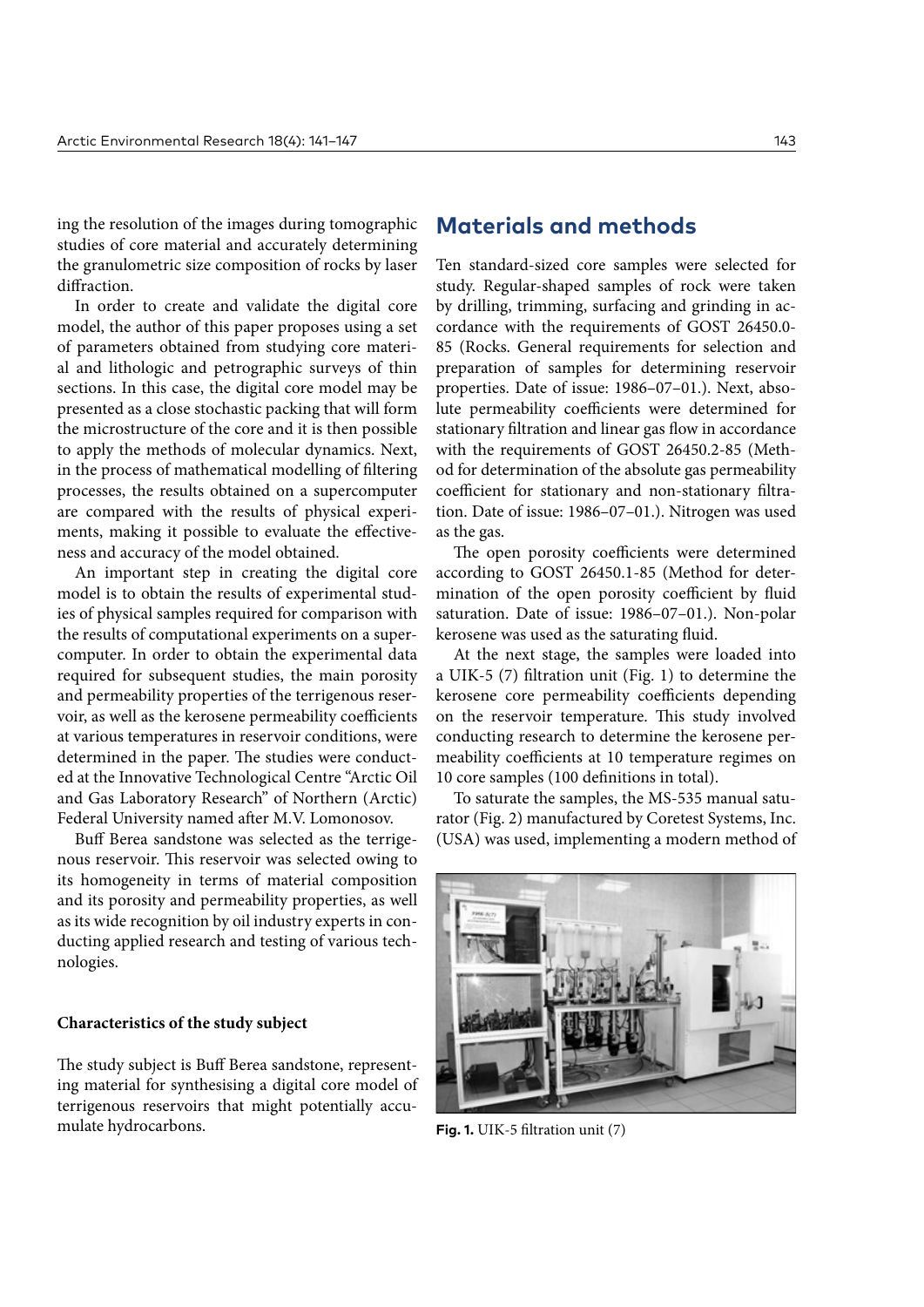ing the resolution of the images during tomographic studies of core material and accurately determining the granulometric size composition of rocks by laser diffraction.

In order to create and validate the digital core model, the author of this paper proposes using a set of parameters obtained from studying core material and lithologic and petrographic surveys of thin sections. In this case, the digital core model may be presented as a close stochastic packing that will form the microstructure of the core and it is then possible to apply the methods of molecular dynamics. Next, in the process of mathematical modelling of filtering processes, the results obtained on a supercomputer are compared with the results of physical experiments, making it possible to evaluate the effectiveness and accuracy of the model obtained.

An important step in creating the digital core model is to obtain the results of experimental studies of physical samples required for comparison with the results of computational experiments on a supercomputer. In order to obtain the experimental data required for subsequent studies, the main porosity and permeability properties of the terrigenous reservoir, as well as the kerosene permeability coefficients at various temperatures in reservoir conditions, were determined in the paper. The studies were conducted at the Innovative Technological Centre "Arctic Oil and Gas Laboratory Research" of Northern (Arctic) Federal University named after M.V. Lomonosov.

Buff Berea sandstone was selected as the terrigenous reservoir. This reservoir was selected owing to its homogeneity in terms of material composition and its porosity and permeability properties, as well as its wide recognition by oil industry experts in conducting applied research and testing of various technologies.

### Characteristics of the study subject

The study subject is Buff Berea sandstone, representing material for synthesising a digital core model of terrigenous reservoirs that might potentially accumulate hydrocarbons.

## Materials and methods

Ten standard-sized core samples were selected for study. Regular-shaped samples of rock were taken by drilling, trimming, surfacing and grinding in accordance with the requirements of GOST 26450.0-85 (Rocks. General requirements for selection and preparation of samples for determining reservoir properties. Date of issue: 1986–07–01.). Next, absolute permeability coefficients were determined for stationary filtration and linear gas flow in accordance with the requirements of GOST 26450.2-85 (Method for determination of the absolute gas permeability coefficient for stationary and non-stationary filtration. Date of issue: 1986–07–01.). Nitrogen was used as the gas.

The open porosity coefficients were determined according to GOST 26450.1-85 (Method for determination of the open porosity coefficient by fluid saturation. Date of issue: 1986–07–01.). Non-polar kerosene was used as the saturating fluid.

At the next stage, the samples were loaded into a UIK-5 (7) filtration unit (Fig. 1) to determine the kerosene core permeability coefficients depending on the reservoir temperature. This study involved conducting research to determine the kerosene permeability coefficients at 10 temperature regimes on 10 core samples (100 definitions in total).

To saturate the samples, the MS-535 manual saturator (Fig. 2) manufactured by Coretest Systems, Inc. (USA) was used, implementing a modern method of

**Fig. 1.** UIK-5 filtration unit (7)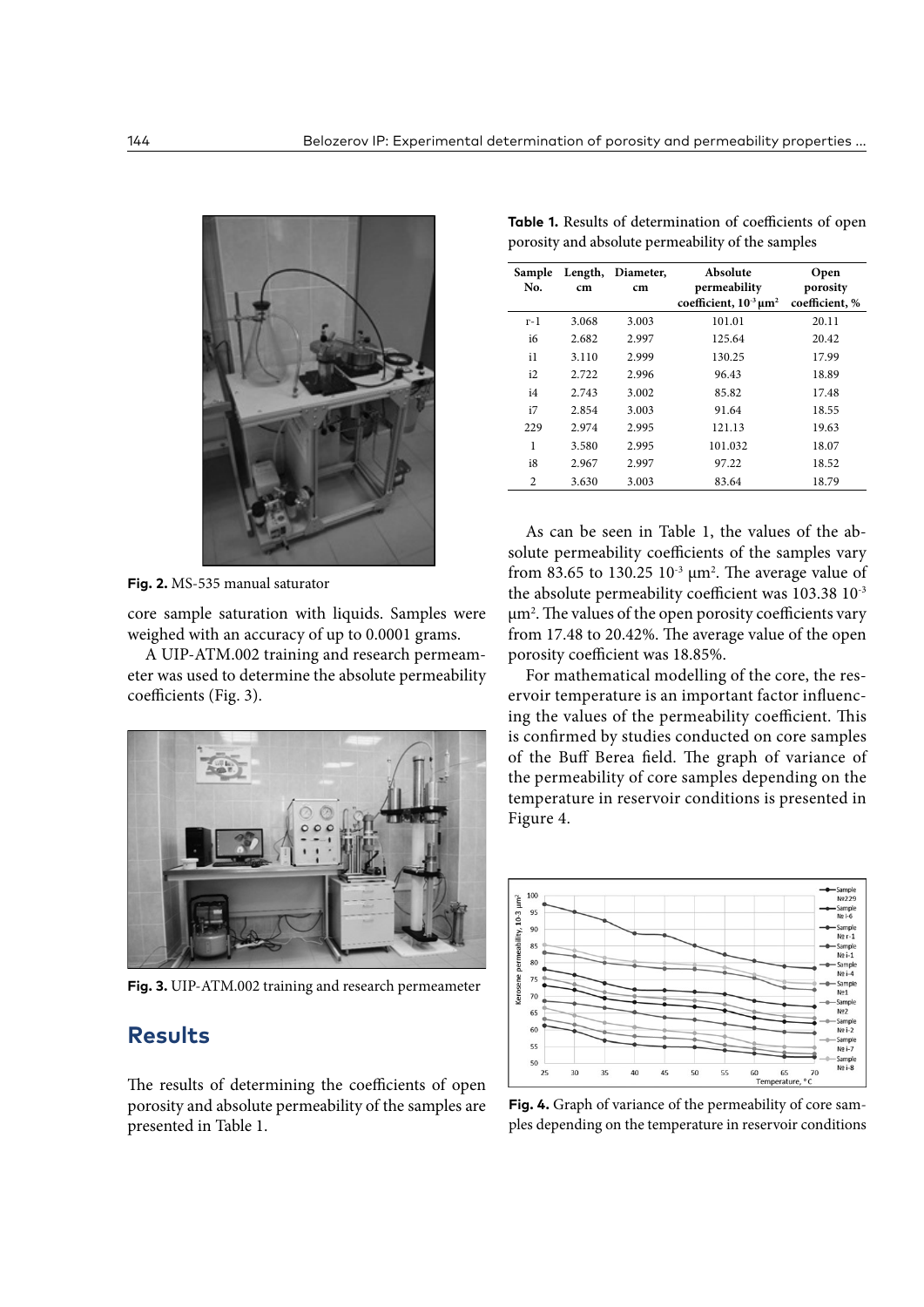Fig. 2. MS-535 manual saturator

core sample saturation with liquids. Samples were weighed with an accuracy of up to 0.0001 grams.

A UIP-ATM.002 training and research permeameter was used to determine the absolute permeability coefficients (Fig. 3).

Fig. 3. UIP-ATM.002 training and research permeameter

## Results

The results of determining the coefficients of open porosity and absolute permeability of the samples are presented in Table 1.

**Table 1.** Results of determination of coefficients of open porosity and absolute permeability of the samples

| Sample No. | Length, cm | Diameter, cm | Absolute permeability coefficient, $10^{-3}$ μm² | Open porosity coefficient, % |
|---|---|---|---|---|
| r-1 | 3.068 | 3.003 | 101.01 | 20.11 |
| i6 | 2.682 | 2.997 | 125.64 | 20.42 |
| i1 | 3.110 | 2.999 | 130.25 | 17.99 |
| i2 | 2.722 | 2.996 | 96.43 | 18.89 |
| i4 | 2.743 | 3.002 | 85.82 | 17.48 |
| i7 | 2.854 | 3.003 | 91.64 | 18.55 |
| 229 | 2.974 | 2.995 | 121.13 | 19.63 |
| 1 | 3.580 | 2.995 | 101.032 | 18.07 |
| i8 | 2.967 | 2.997 | 97.22 | 18.52 |
| 2 | 3.630 | 3.003 | 83.64 | 18.79 |

As can be seen in Table 1, the values of the absolute permeability coefficients of the samples vary from 83.65 to 130.25 $10^{-3}$ μm². The average value of the absolute permeability coefficient was 103.38 $10^{-3}$ μm². The values of the open porosity coefficients vary from 17.48 to 20.42%. The average value of the open porosity coefficient was 18.85%.

For mathematical modelling of the core, the reservoir temperature is an important factor influencing the values of the permeability coefficient. This is confirmed by studies conducted on core samples of the Buff Berea field. The graph of variance of the permeability of core samples depending on the temperature in reservoir conditions is presented in Figure 4.

Fig. 4. Graph of variance of the permeability of core samples depending on the temperature in reservoir conditions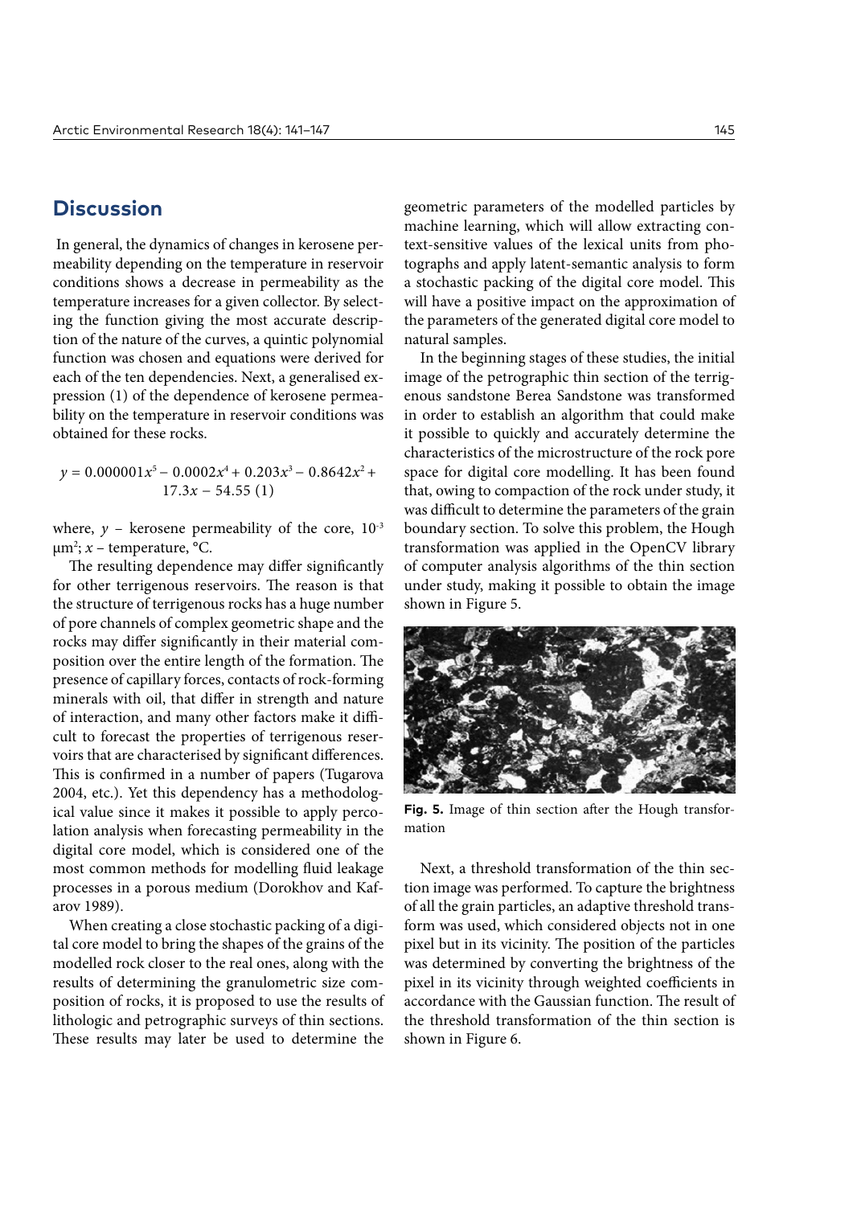## Discussion

In general, the dynamics of changes in kerosene permeability depending on the temperature in reservoir conditions shows a decrease in permeability as the temperature increases for a given collector. By selecting the function giving the most accurate description of the nature of the curves, a quintic polynomial function was chosen and equations were derived for each of the ten dependencies. Next, a generalised expression (1) of the dependence of kerosene permeability on the temperature in reservoir conditions was obtained for these rocks.

$$y = 0.000001x^5 - 0.0002x^4 + 0.203x^3 - 0.8642x^2 + 17.3x - 54.55 \quad (1)$$

where, $y$ – kerosene permeability of the core, $10^{-3}$ μm$^2$; $x$ – temperature, °C.

The resulting dependence may differ significantly for other terrigenous reservoirs. The reason is that the structure of terrigenous rocks has a huge number of pore channels of complex geometric shape and the rocks may differ significantly in their material composition over the entire length of the formation. The presence of capillary forces, contacts of rock-forming minerals with oil, that differ in strength and nature of interaction, and many other factors make it difficult to forecast the properties of terrigenous reservoirs that are characterised by significant differences. This is confirmed in a number of papers (Tugarova 2004, etc.). Yet this dependency has a methodological value since it makes it possible to apply percolation analysis when forecasting permeability in the digital core model, which is considered one of the most common methods for modelling fluid leakage processes in a porous medium (Dorokhov and Kafarov 1989).

When creating a close stochastic packing of a digital core model to bring the shapes of the grains of the modelled rock closer to the real ones, along with the results of determining the granulometric size composition of rocks, it is proposed to use the results of lithologic and petrographic surveys of thin sections. These results may later be used to determine the geometric parameters of the modelled particles by machine learning, which will allow extracting context-sensitive values of the lexical units from photographs and apply latent-semantic analysis to form a stochastic packing of the digital core model. This will have a positive impact on the approximation of the parameters of the generated digital core model to natural samples.

In the beginning stages of these studies, the initial image of the petrographic thin section of the terrigenous sandstone Berea Sandstone was transformed in order to establish an algorithm that could make it possible to quickly and accurately determine the characteristics of the microstructure of the rock pore space for digital core modelling. It has been found that, owing to compaction of the rock under study, it was difficult to determine the parameters of the grain boundary section. To solve this problem, the Hough transformation was applied in the OpenCV library of computer analysis algorithms of the thin section under study, making it possible to obtain the image shown in Figure 5.

**Fig. 5.** Image of thin section after the Hough transformation

Next, a threshold transformation of the thin section image was performed. To capture the brightness of all the grain particles, an adaptive threshold transform was used, which considered objects not in one pixel but in its vicinity. The position of the particles was determined by converting the brightness of the pixel in its vicinity through weighted coefficients in accordance with the Gaussian function. The result of the threshold transformation of the thin section is shown in Figure 6.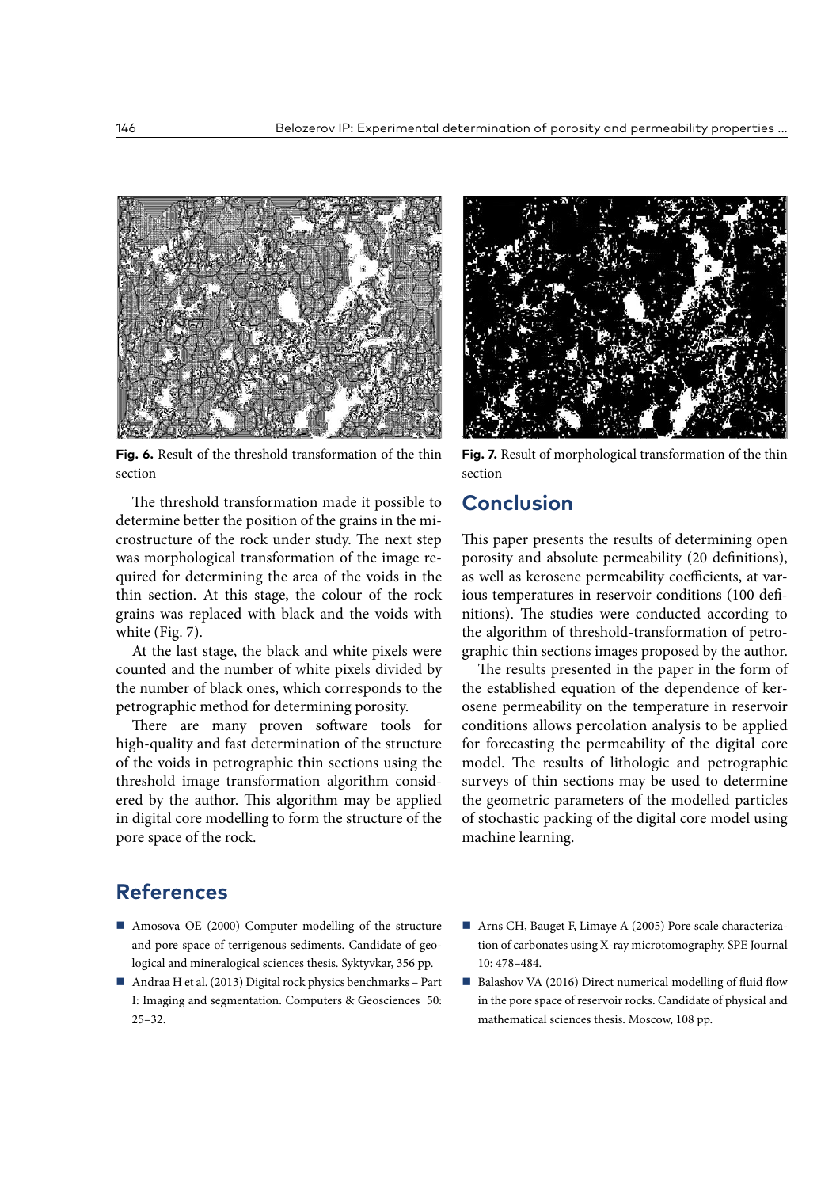Fig. 6. Result of the threshold transformation of the thin section

Fig. 7. Result of morphological transformation of the thin section

The threshold transformation made it possible to determine better the position of the grains in the microstructure of the rock under study. The next step was morphological transformation of the image required for determining the area of the voids in the thin section. At this stage, the colour of the rock grains was replaced with black and the voids with white (Fig. 7).

At the last stage, the black and white pixels were counted and the number of white pixels divided by the number of black ones, which corresponds to the petrographic method for determining porosity.

There are many proven software tools for high-quality and fast determination of the structure of the voids in petrographic thin sections using the threshold image transformation algorithm considered by the author. This algorithm may be applied in digital core modelling to form the structure of the pore space of the rock.

## Conclusion

This paper presents the results of determining open porosity and absolute permeability (20 definitions), as well as kerosene permeability coefficients, at various temperatures in reservoir conditions (100 definitions). The studies were conducted according to the algorithm of threshold-transformation of petrographic thin sections images proposed by the author.

The results presented in the paper in the form of the established equation of the dependence of kerosene permeability on the temperature in reservoir conditions allows percolation analysis to be applied for forecasting the permeability of the digital core model. The results of lithologic and petrographic surveys of thin sections may be used to determine the geometric parameters of the modelled particles of stochastic packing of the digital core model using machine learning.

## References

- Amosova OE (2000) Computer modelling of the structure and pore space of terrigenous sediments. Candidate of geological and mineralogical sciences thesis. Syktyvkar, 356 pp.
- Andraa H et al. (2013) Digital rock physics benchmarks – Part I: Imaging and segmentation. Computers & Geosciences 50: 25–32.
- Arns CH, Bauget F, Limaye A (2005) Pore scale characterization of carbonates using X-ray microtomography. SPE Journal 10: 478–484.
- Balashov VA (2016) Direct numerical modelling of fluid flow in the pore space of reservoir rocks. Candidate of physical and mathematical sciences thesis. Moscow, 108 pp.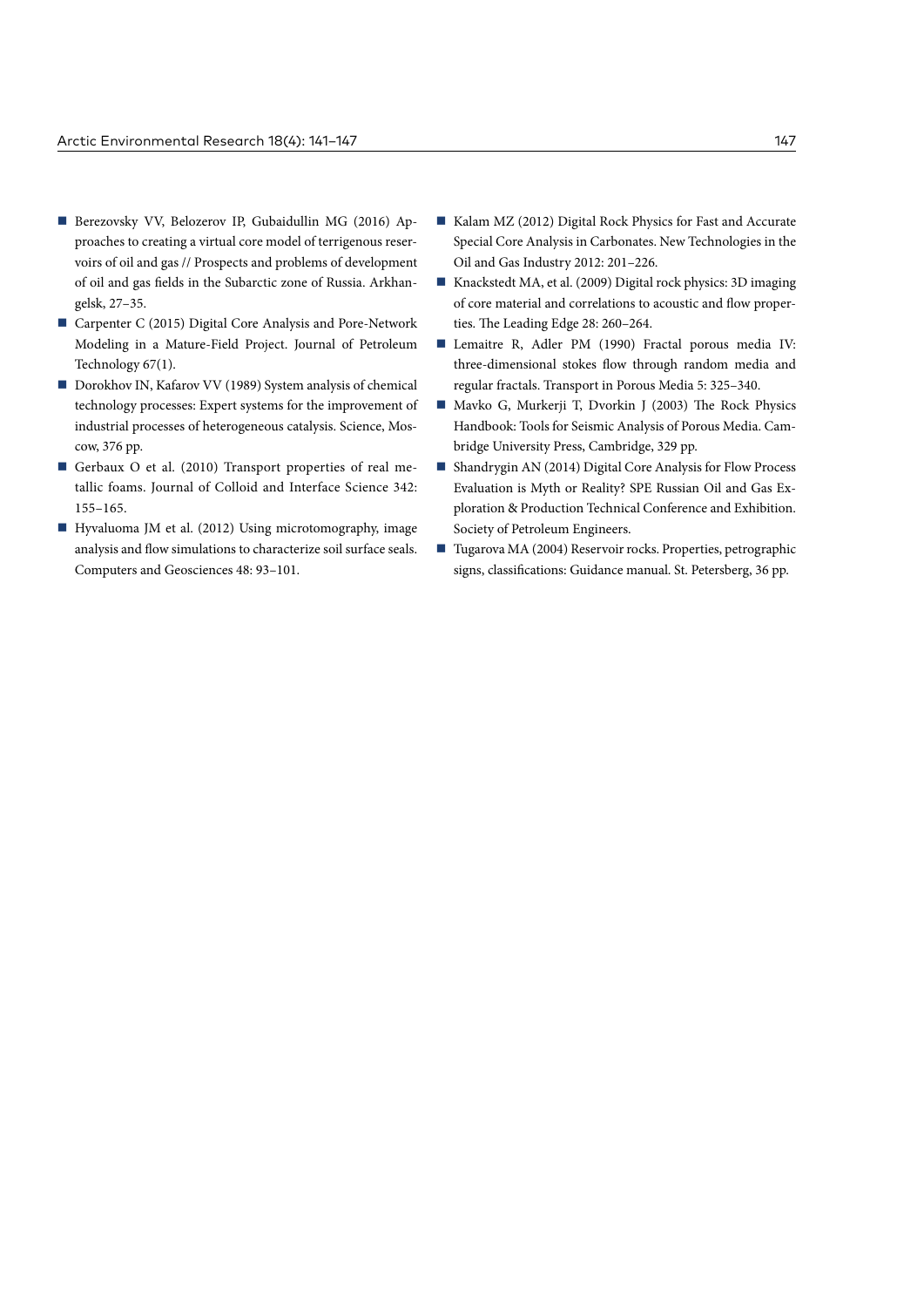- Berezovsky VV, Belozerov IP, Gubaidullin MG (2016) Approaches to creating a virtual core model of terrigenous reservoirs of oil and gas // Prospects and problems of development of oil and gas fields in the Subarctic zone of Russia. Arkhangelsk, 27–35.
- Carpenter C (2015) Digital Core Analysis and Pore-Network Modeling in a Mature-Field Project. Journal of Petroleum Technology 67(1).
- Dorokhov IN, Kafarov VV (1989) System analysis of chemical technology processes: Expert systems for the improvement of industrial processes of heterogeneous catalysis. Science, Moscow, 376 pp.
- Gerbaux O et al. (2010) Transport properties of real metallic foams. Journal of Colloid and Interface Science 342: 155–165.
- Hyvaluoma JM et al. (2012) Using microtomography, image analysis and flow simulations to characterize soil surface seals. Computers and Geosciences 48: 93–101.
- Kalam MZ (2012) Digital Rock Physics for Fast and Accurate Special Core Analysis in Carbonates. New Technologies in the Oil and Gas Industry 2012: 201–226.
- Knackstedt MA, et al. (2009) Digital rock physics: 3D imaging of core material and correlations to acoustic and flow properties. The Leading Edge 28: 260–264.
- Lemaitre R, Adler PM (1990) Fractal porous media IV: three-dimensional stokes flow through random media and regular fractals. Transport in Porous Media 5: 325–340.
- Mavko G, Murkerji T, Dvorkin J (2003) The Rock Physics Handbook: Tools for Seismic Analysis of Porous Media. Cambridge University Press, Cambridge, 329 pp.
- Shandrygin AN (2014) Digital Core Analysis for Flow Process Evaluation is Myth or Reality? SPE Russian Oil and Gas Exploration & Production Technical Conference and Exhibition. Society of Petroleum Engineers.
- Tugarova MA (2004) Reservoir rocks. Properties, petrographic signs, classifications: Guidance manual. St. Petersberg, 36 pp.